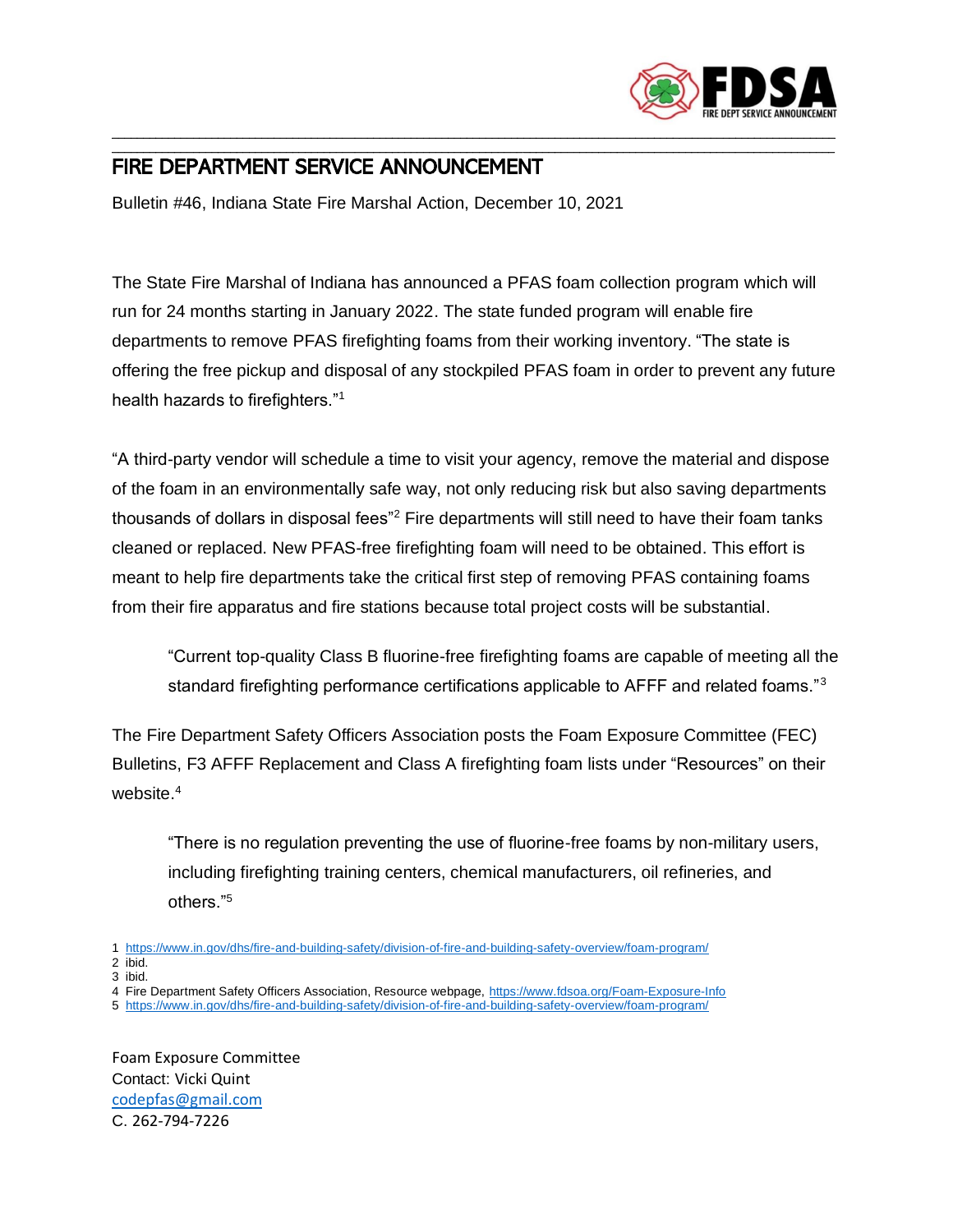# FIRE DEPARTMENT SERVICE ANNOUNCEMENT

Bulletin #46, Indiana State Fire Marshal Action, December 10, 2021

The State Fire Marshal of Indiana has announced a PFAS foam collection program which will run for 24 months starting in January 2022. The state funded program will enable fire departments to remove PFAS firefighting foams from their working inventory. "The state is offering the free pickup and disposal of any stockpiled PFAS foam in order to prevent any future health hazards to firefighters."[1]

"A third-party vendor will schedule a time to visit your agency, remove the material and dispose of the foam in an environmentally safe way, not only reducing risk but also saving departments thousands of dollars in disposal fees"[2] Fire departments will still need to have their foam tanks cleaned or replaced. New PFAS-free firefighting foam will need to be obtained. This effort is meant to help fire departments take the critical first step of removing PFAS containing foams from their fire apparatus and fire stations because total project costs will be substantial.

> "Current top-quality Class B fluorine-free firefighting foams are capable of meeting all the standard firefighting performance certifications applicable to AFFF and related foams."[3]

The Fire Department Safety Officers Association posts the Foam Exposure Committee (FEC) Bulletins, F3 AFFF Replacement and Class A firefighting foam lists under "Resources" on their website.[4]

> "There is no regulation preventing the use of fluorine-free foams by non-military users, including firefighting training centers, chemical manufacturers, oil refineries, and others."[5]

1 https://www.in.gov/dhs/fire-and-building-safety/division-of-fire-and-building-safety-overview/foam-program/
2 ibid.
3 ibid.
4 Fire Department Safety Officers Association, Resource webpage, https://www.fdsoa.org/Foam-Exposure-Info
5 https://www.in.gov/dhs/fire-and-building-safety/division-of-fire-and-building-safety-overview/foam-program/

Foam Exposure Committee
Contact: Vicki Quint
codepfas@gmail.com
C. 262-794-7226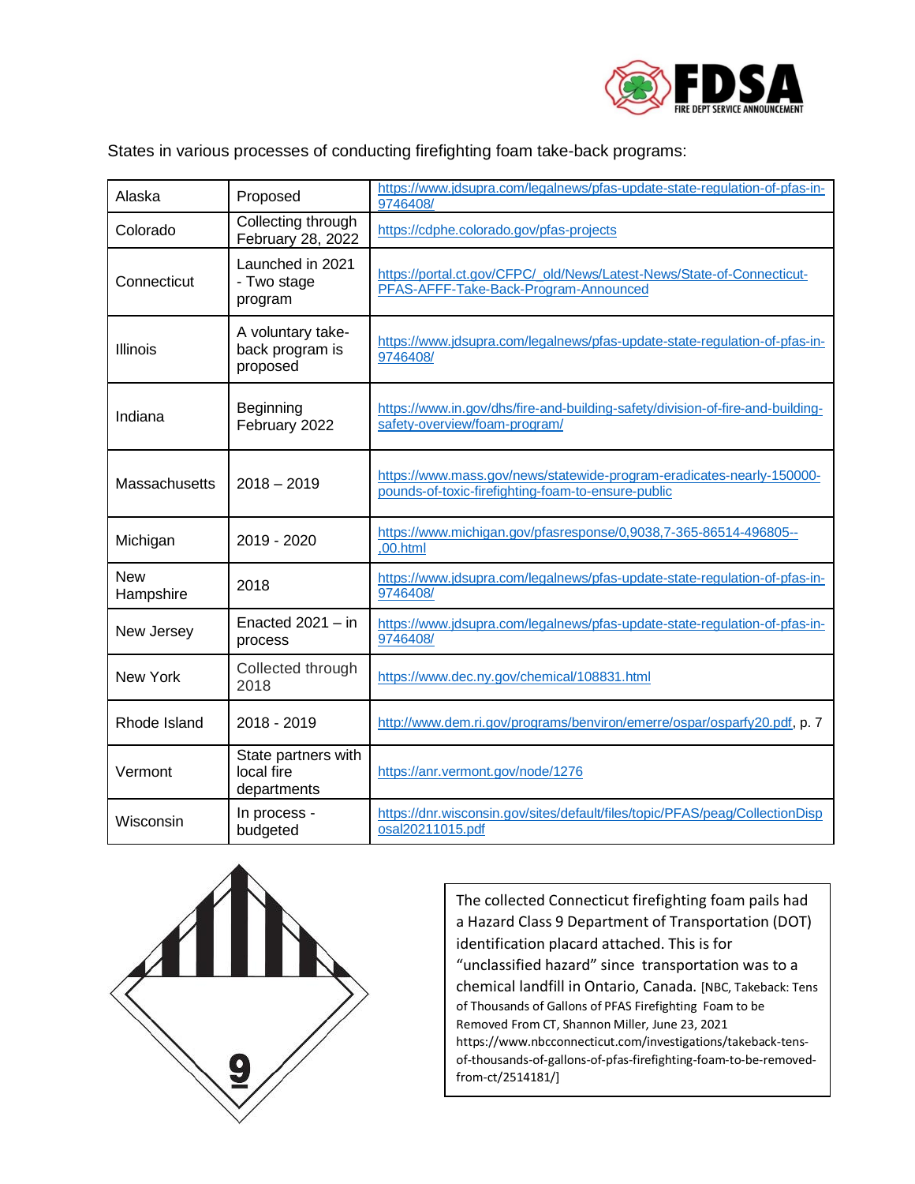States in various processes of conducting firefighting foam take-back programs:

| | | |
|---|---|---|
| Alaska | Proposed | https://www.jdsupra.com/legalnews/pfas-update-state-regulation-of-pfas-in-9746408/ |
| Colorado | Collecting through February 28, 2022 | https://cdphe.colorado.gov/pfas-projects |
| Connecticut | Launched in 2021 - Two stage program | https://portal.ct.gov/CFPC/_old/News/Latest-News/State-of-Connecticut-PFAS-AFFF-Take-Back-Program-Announced |
| Illinois | A voluntary take-back program is proposed | https://www.jdsupra.com/legalnews/pfas-update-state-regulation-of-pfas-in-9746408/ |
| Indiana | Beginning February 2022 | https://www.in.gov/dhs/fire-and-building-safety/division-of-fire-and-building-safety-overview/foam-program/ |
| Massachusetts | 2018 – 2019 | https://www.mass.gov/news/statewide-program-eradicates-nearly-150000-pounds-of-toxic-firefighting-foam-to-ensure-public |
| Michigan | 2019 - 2020 | https://www.michigan.gov/pfasresponse/0,9038,7-365-86514-496805--,00.html |
| New Hampshire | 2018 | https://www.jdsupra.com/legalnews/pfas-update-state-regulation-of-pfas-in-9746408/ |
| New Jersey | Enacted 2021 – in process | https://www.jdsupra.com/legalnews/pfas-update-state-regulation-of-pfas-in-9746408/ |
| New York | Collected through 2018 | https://www.dec.ny.gov/chemical/108831.html |
| Rhode Island | 2018 - 2019 | http://www.dem.ri.gov/programs/benviron/emerre/ospar/osparfy20.pdf, p. 7 |
| Vermont | State partners with local fire departments | https://anr.vermont.gov/node/1276 |
| Wisconsin | In process - budgeted | https://dnr.wisconsin.gov/sites/default/files/topic/PFAS/peag/CollectionDisposal20211015.pdf |

The collected Connecticut firefighting foam pails had a Hazard Class 9 Department of Transportation (DOT) identification placard attached. This is for "unclassified hazard" since transportation was to a chemical landfill in Ontario, Canada. [NBC, Takeback: Tens of Thousands of Gallons of PFAS Firefighting Foam to be Removed From CT, Shannon Miller, June 23, 2021 https://www.nbcconnecticut.com/investigations/takeback-tens-of-thousands-of-gallons-of-pfas-firefighting-foam-to-be-removed-from-ct/2514181/]